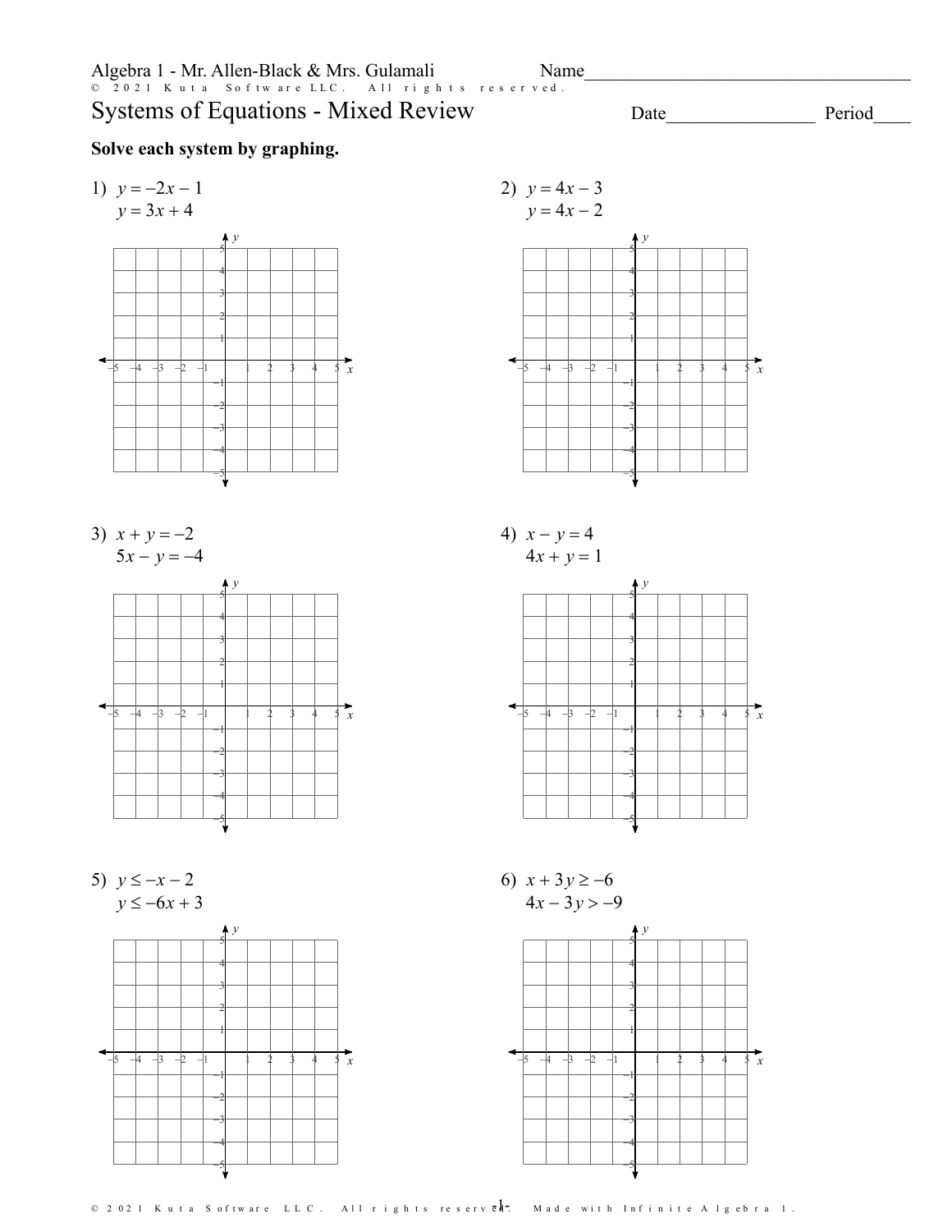Algebra 1 - Mr. Allen-Black & Mrs. Gulamali

Name____________________________________

# Systems of Equations - Mixed Review

Date________________ Period____

**Solve each system by graphing.**

1) $y = -2x - 1$
   $y = 3x + 4$

2) $y = 4x - 3$
   $y = 4x - 2$

3) $x + y = -2$
   $5x - y = -4$

4) $x - y = 4$
   $4x + y = 1$

5) $y \leq -x - 2$
   $y \leq -6x + 3$

6) $x + 3y \geq -6$
   $4x - 3y > -9$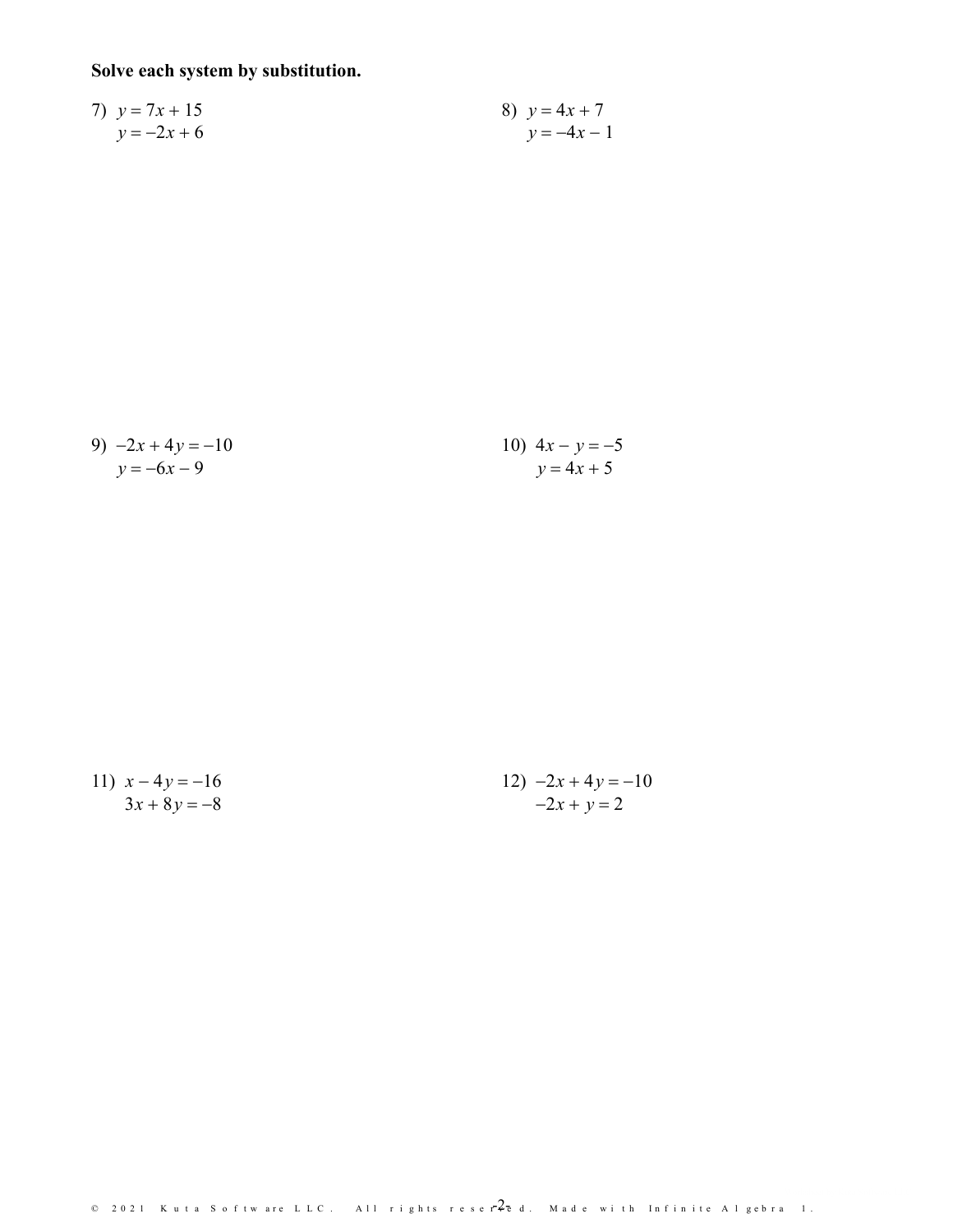**Solve each system by substitution.**

7) $y = 7x + 15$
$y = -2x + 6$

8) $y = 4x + 7$
$y = -4x - 1$

9) $-2x + 4y = -10$
$y = -6x - 9$

10) $4x - y = -5$
$y = 4x + 5$

11) $x - 4y = -16$
$3x + 8y = -8$

12) $-2x + 4y = -10$
$-2x + y = 2$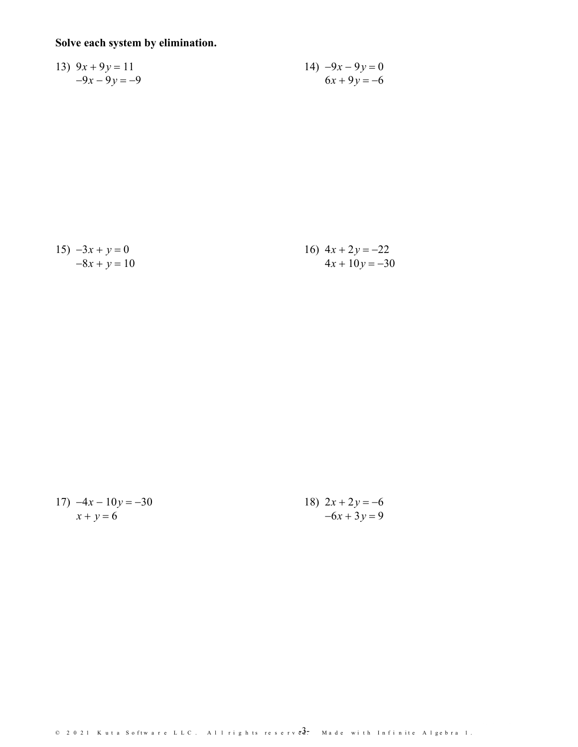**Solve each system by elimination.**

13) $9x + 9y = 11$
$-9x - 9y = -9$

14) $-9x - 9y = 0$
$6x + 9y = -6$

15) $-3x + y = 0$
$-8x + y = 10$

16) $4x + 2y = -22$
$4x + 10y = -30$

17) $-4x - 10y = -30$
$x + y = 6$

18) $2x + 2y = -6$
$-6x + 3y = 9$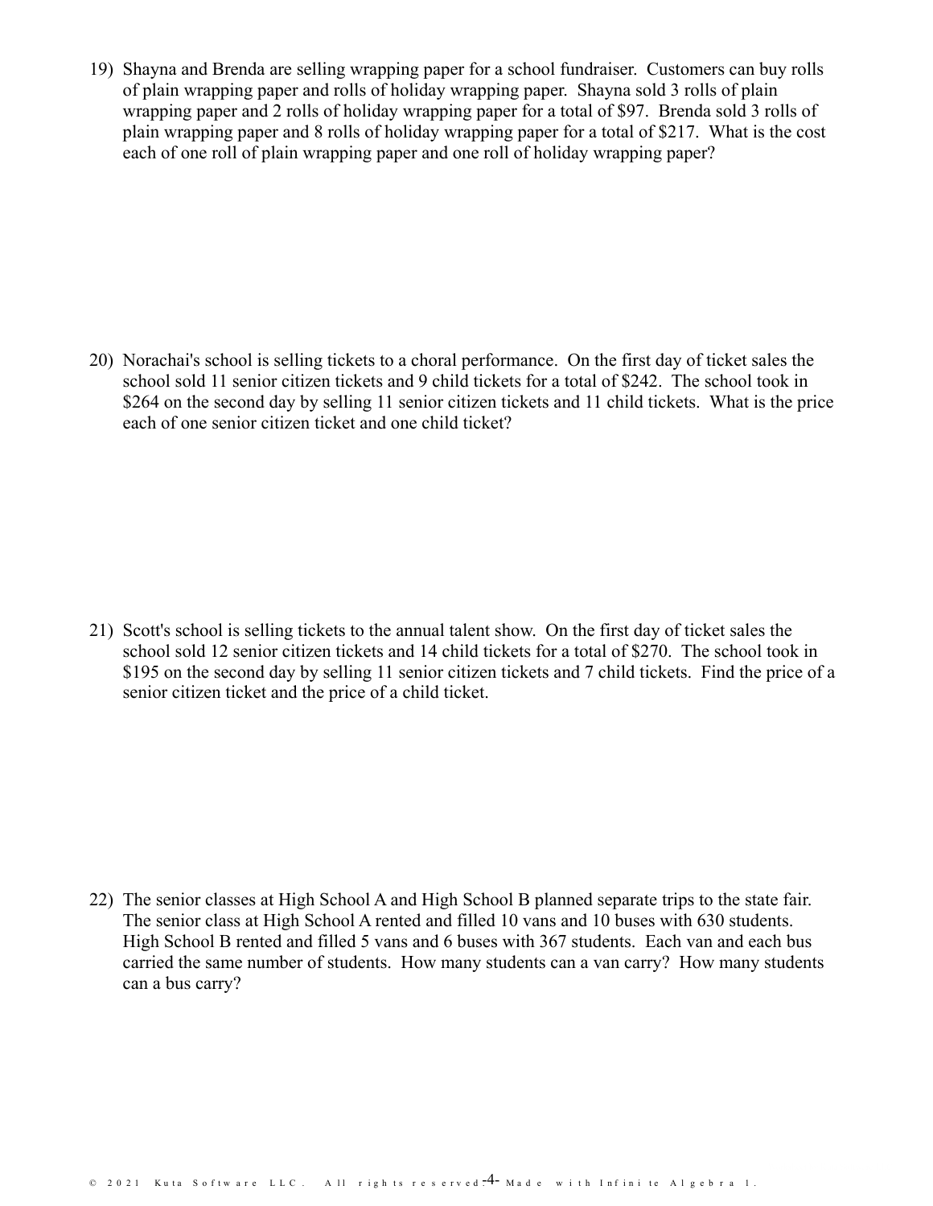19) Shayna and Brenda are selling wrapping paper for a school fundraiser. Customers can buy rolls of plain wrapping paper and rolls of holiday wrapping paper. Shayna sold 3 rolls of plain wrapping paper and 2 rolls of holiday wrapping paper for a total of $97. Brenda sold 3 rolls of plain wrapping paper and 8 rolls of holiday wrapping paper for a total of $217. What is the cost each of one roll of plain wrapping paper and one roll of holiday wrapping paper?

20) Norachai's school is selling tickets to a choral performance. On the first day of ticket sales the school sold 11 senior citizen tickets and 9 child tickets for a total of $242. The school took in $264 on the second day by selling 11 senior citizen tickets and 11 child tickets. What is the price each of one senior citizen ticket and one child ticket?

21) Scott's school is selling tickets to the annual talent show. On the first day of ticket sales the school sold 12 senior citizen tickets and 14 child tickets for a total of $270. The school took in $195 on the second day by selling 11 senior citizen tickets and 7 child tickets. Find the price of a senior citizen ticket and the price of a child ticket.

22) The senior classes at High School A and High School B planned separate trips to the state fair. The senior class at High School A rented and filled 10 vans and 10 buses with 630 students. High School B rented and filled 5 vans and 6 buses with 367 students. Each van and each bus carried the same number of students. How many students can a van carry? How many students can a bus carry?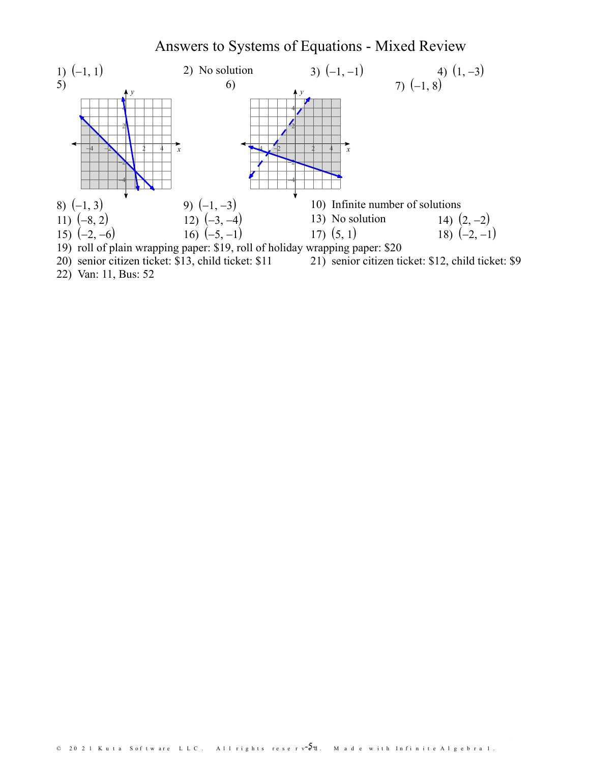# Answers to Systems of Equations - Mixed Review

1) $(-1, 1)$

2) No solution

3) $(-1, -1)$

4) $(1, -3)$

5)

y
2
-4
-4
-2
2
4
x

6)

y
4
2
-4
-2
-2
2
4
x

7) $(-1, 8)$

8) $(-1, 3)$

9) $(-1, -3)$

10) Infinite number of solutions

11) $(-8, 2)$

12) $(-3, -4)$

13) No solution

14) $(2, -2)$

15) $(-2, -6)$

16) $(-5, -1)$

17) $(5, 1)$

18) $(-2, -1)$

19) roll of plain wrapping paper: \$19, roll of holiday wrapping paper: \$20

20) senior citizen ticket: \$13, child ticket: \$11

21) senior citizen ticket: \$12, child ticket: \$9

22) Van: 11, Bus: 52